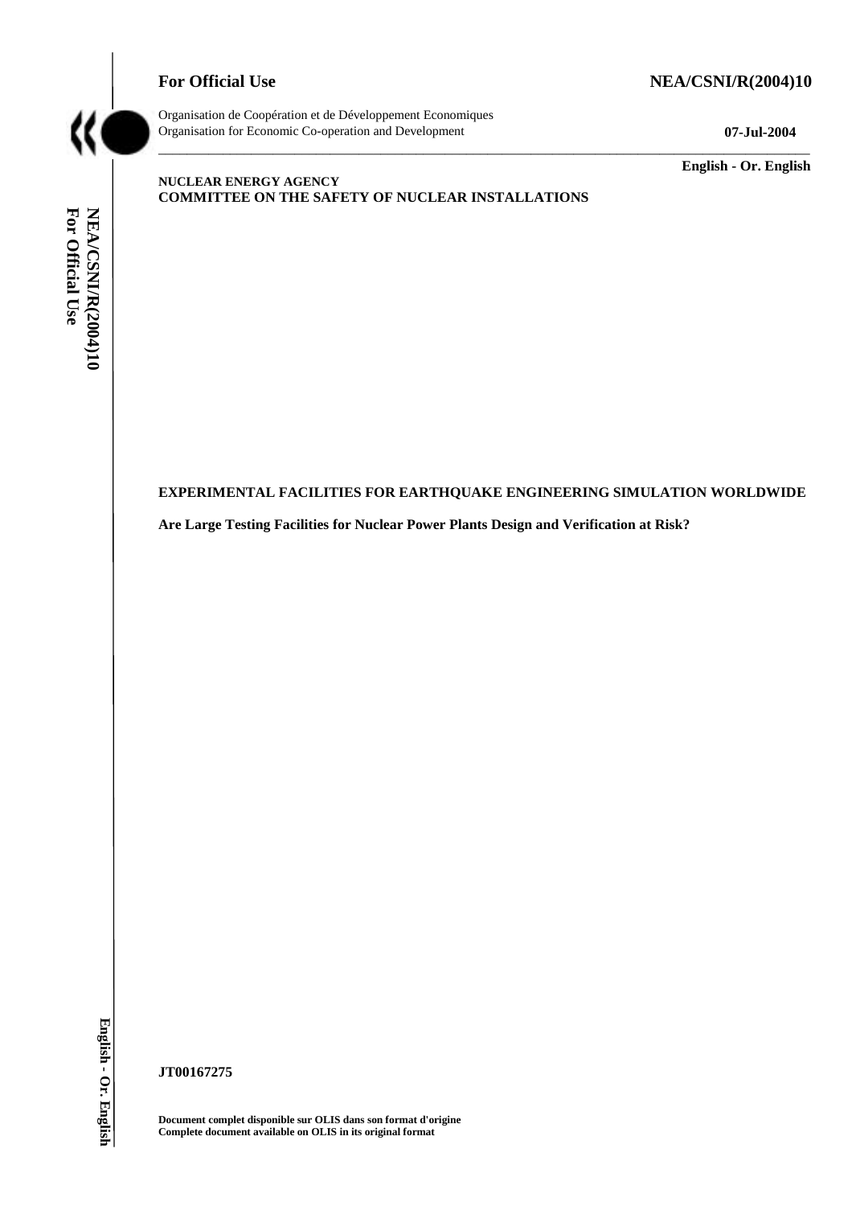**For Official Use** **NEA/CSNI/R(2004)10**

Organisation de Coopération et de Développement Economiques
Organisation for Economic Co-operation and Development **07-Jul-2004**

**English - Or. English**

**NUCLEAR ENERGY AGENCY**
**COMMITTEE ON THE SAFETY OF NUCLEAR INSTALLATIONS**

**EXPERIMENTAL FACILITIES FOR EARTHQUAKE ENGINEERING SIMULATION WORLDWIDE**

**Are Large Testing Facilities for Nuclear Power Plants Design and Verification at Risk?**

**JT00167275**

**Document complet disponible sur OLIS dans son format d'origine**
**Complete document available on OLIS in its original format**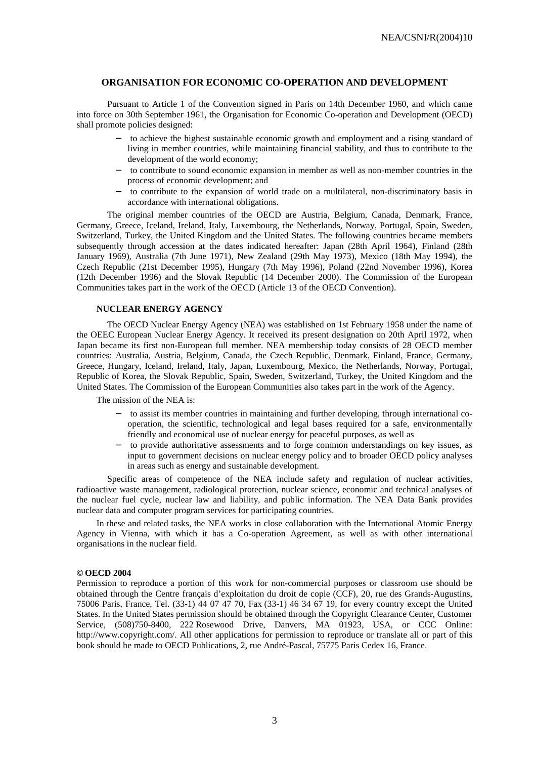## ORGANISATION FOR ECONOMIC CO-OPERATION AND DEVELOPMENT

Pursuant to Article 1 of the Convention signed in Paris on 14th December 1960, and which came into force on 30th September 1961, the Organisation for Economic Co-operation and Development (OECD) shall promote policies designed:

- to achieve the highest sustainable economic growth and employment and a rising standard of living in member countries, while maintaining financial stability, and thus to contribute to the development of the world economy;
- to contribute to sound economic expansion in member as well as non-member countries in the process of economic development; and
- to contribute to the expansion of world trade on a multilateral, non-discriminatory basis in accordance with international obligations.

The original member countries of the OECD are Austria, Belgium, Canada, Denmark, France, Germany, Greece, Iceland, Ireland, Italy, Luxembourg, the Netherlands, Norway, Portugal, Spain, Sweden, Switzerland, Turkey, the United Kingdom and the United States. The following countries became members subsequently through accession at the dates indicated hereafter: Japan (28th April 1964), Finland (28th January 1969), Australia (7th June 1971), New Zealand (29th May 1973), Mexico (18th May 1994), the Czech Republic (21st December 1995), Hungary (7th May 1996), Poland (22nd November 1996), Korea (12th December 1996) and the Slovak Republic (14 December 2000). The Commission of the European Communities takes part in the work of the OECD (Article 13 of the OECD Convention).

### NUCLEAR ENERGY AGENCY

The OECD Nuclear Energy Agency (NEA) was established on 1st February 1958 under the name of the OEEC European Nuclear Energy Agency. It received its present designation on 20th April 1972, when Japan became its first non-European full member. NEA membership today consists of 28 OECD member countries: Australia, Austria, Belgium, Canada, the Czech Republic, Denmark, Finland, France, Germany, Greece, Hungary, Iceland, Ireland, Italy, Japan, Luxembourg, Mexico, the Netherlands, Norway, Portugal, Republic of Korea, the Slovak Republic, Spain, Sweden, Switzerland, Turkey, the United Kingdom and the United States. The Commission of the European Communities also takes part in the work of the Agency.

The mission of the NEA is:

- to assist its member countries in maintaining and further developing, through international co-operation, the scientific, technological and legal bases required for a safe, environmentally friendly and economical use of nuclear energy for peaceful purposes, as well as
- to provide authoritative assessments and to forge common understandings on key issues, as input to government decisions on nuclear energy policy and to broader OECD policy analyses in areas such as energy and sustainable development.

Specific areas of competence of the NEA include safety and regulation of nuclear activities, radioactive waste management, radiological protection, nuclear science, economic and technical analyses of the nuclear fuel cycle, nuclear law and liability, and public information. The NEA Data Bank provides nuclear data and computer program services for participating countries.

In these and related tasks, the NEA works in close collaboration with the International Atomic Energy Agency in Vienna, with which it has a Co-operation Agreement, as well as with other international organisations in the nuclear field.

**© OECD 2004**

Permission to reproduce a portion of this work for non-commercial purposes or classroom use should be obtained through the Centre français d'exploitation du droit de copie (CCF), 20, rue des Grands-Augustins, 75006 Paris, France, Tel. (33-1) 44 07 47 70, Fax (33-1) 46 34 67 19, for every country except the United States. In the United States permission should be obtained through the Copyright Clearance Center, Customer Service, (508)750-8400, 222 Rosewood Drive, Danvers, MA 01923, USA, or CCC Online: http://www.copyright.com/. All other applications for permission to reproduce or translate all or part of this book should be made to OECD Publications, 2, rue André-Pascal, 75775 Paris Cedex 16, France.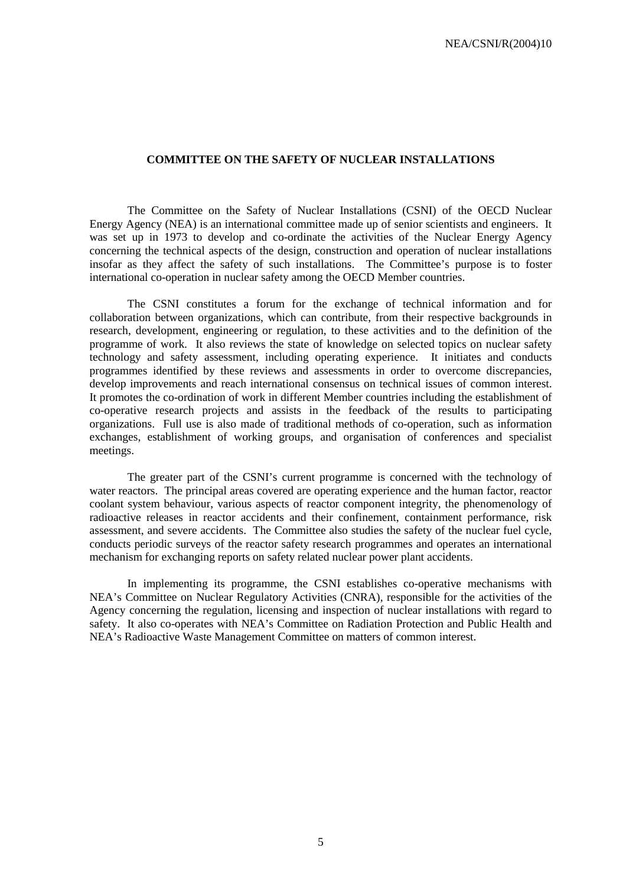## COMMITTEE ON THE SAFETY OF NUCLEAR INSTALLATIONS

The Committee on the Safety of Nuclear Installations (CSNI) of the OECD Nuclear Energy Agency (NEA) is an international committee made up of senior scientists and engineers. It was set up in 1973 to develop and co-ordinate the activities of the Nuclear Energy Agency concerning the technical aspects of the design, construction and operation of nuclear installations insofar as they affect the safety of such installations. The Committee's purpose is to foster international co-operation in nuclear safety among the OECD Member countries.

The CSNI constitutes a forum for the exchange of technical information and for collaboration between organizations, which can contribute, from their respective backgrounds in research, development, engineering or regulation, to these activities and to the definition of the programme of work. It also reviews the state of knowledge on selected topics on nuclear safety technology and safety assessment, including operating experience. It initiates and conducts programmes identified by these reviews and assessments in order to overcome discrepancies, develop improvements and reach international consensus on technical issues of common interest. It promotes the co-ordination of work in different Member countries including the establishment of co-operative research projects and assists in the feedback of the results to participating organizations. Full use is also made of traditional methods of co-operation, such as information exchanges, establishment of working groups, and organisation of conferences and specialist meetings.

The greater part of the CSNI's current programme is concerned with the technology of water reactors. The principal areas covered are operating experience and the human factor, reactor coolant system behaviour, various aspects of reactor component integrity, the phenomenology of radioactive releases in reactor accidents and their confinement, containment performance, risk assessment, and severe accidents. The Committee also studies the safety of the nuclear fuel cycle, conducts periodic surveys of the reactor safety research programmes and operates an international mechanism for exchanging reports on safety related nuclear power plant accidents.

In implementing its programme, the CSNI establishes co-operative mechanisms with NEA's Committee on Nuclear Regulatory Activities (CNRA), responsible for the activities of the Agency concerning the regulation, licensing and inspection of nuclear installations with regard to safety. It also co-operates with NEA's Committee on Radiation Protection and Public Health and NEA's Radioactive Waste Management Committee on matters of common interest.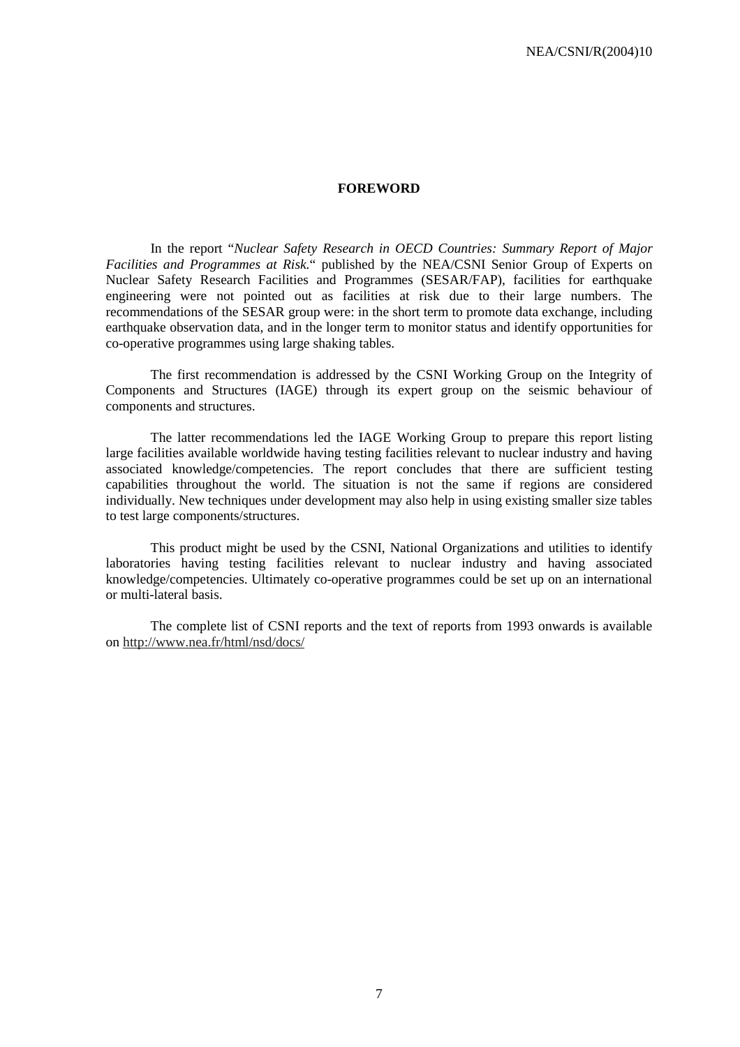# FOREWORD

In the report "*Nuclear Safety Research in OECD Countries: Summary Report of Major Facilities and Programmes at Risk.*" published by the NEA/CSNI Senior Group of Experts on Nuclear Safety Research Facilities and Programmes (SESAR/FAP), facilities for earthquake engineering were not pointed out as facilities at risk due to their large numbers. The recommendations of the SESAR group were: in the short term to promote data exchange, including earthquake observation data, and in the longer term to monitor status and identify opportunities for co-operative programmes using large shaking tables.

The first recommendation is addressed by the CSNI Working Group on the Integrity of Components and Structures (IAGE) through its expert group on the seismic behaviour of components and structures.

The latter recommendations led the IAGE Working Group to prepare this report listing large facilities available worldwide having testing facilities relevant to nuclear industry and having associated knowledge/competencies. The report concludes that there are sufficient testing capabilities throughout the world. The situation is not the same if regions are considered individually. New techniques under development may also help in using existing smaller size tables to test large components/structures.

This product might be used by the CSNI, National Organizations and utilities to identify laboratories having testing facilities relevant to nuclear industry and having associated knowledge/competencies. Ultimately co-operative programmes could be set up on an international or multi-lateral basis.

The complete list of CSNI reports and the text of reports from 1993 onwards is available on http://www.nea.fr/html/nsd/docs/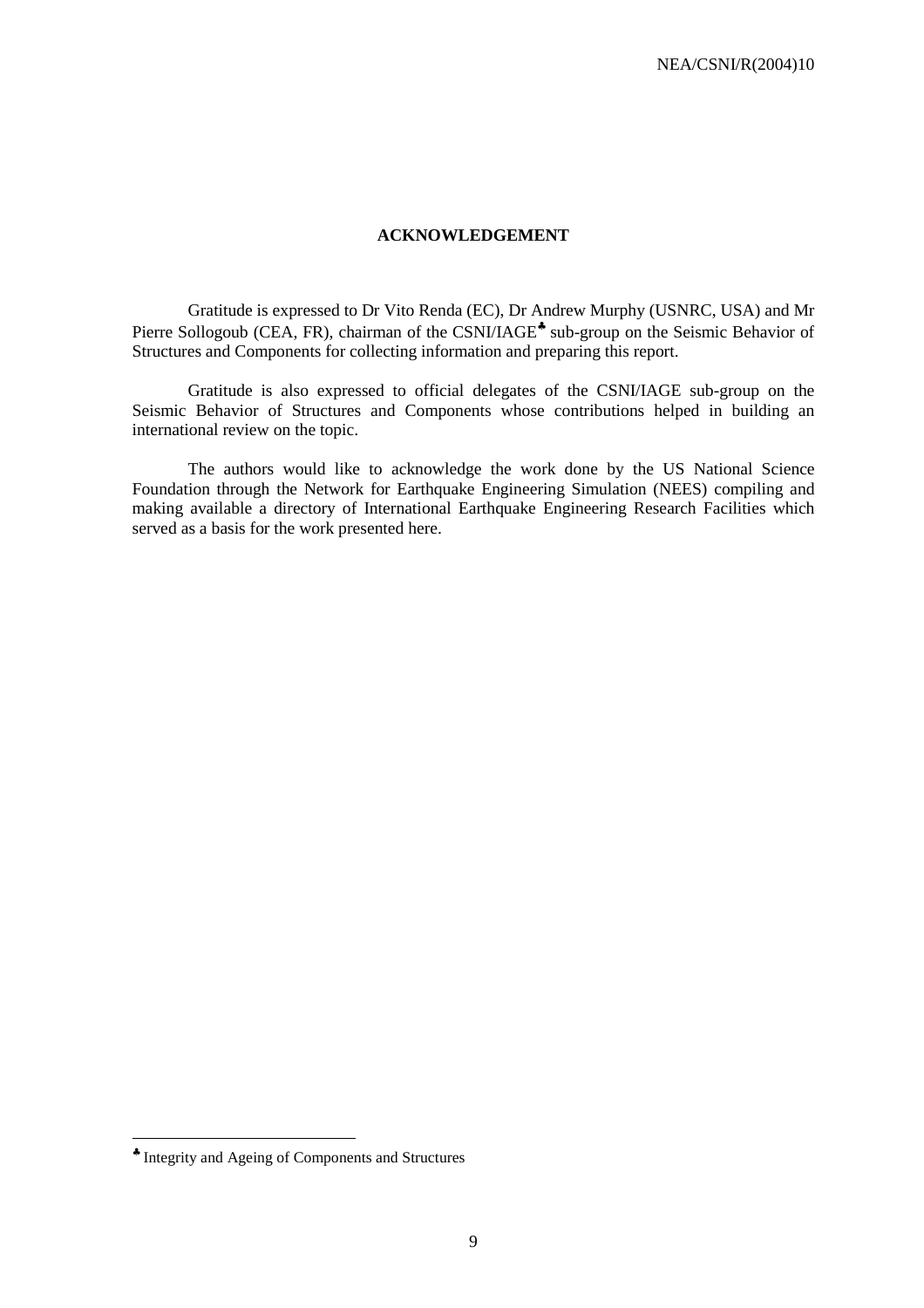## ACKNOWLEDGEMENT

Gratitude is expressed to Dr Vito Renda (EC), Dr Andrew Murphy (USNRC, USA) and Mr Pierre Sollogoub (CEA, FR), chairman of the CSNI/IAGE[♣] sub-group on the Seismic Behavior of Structures and Components for collecting information and preparing this report.

Gratitude is also expressed to official delegates of the CSNI/IAGE sub-group on the Seismic Behavior of Structures and Components whose contributions helped in building an international review on the topic.

The authors would like to acknowledge the work done by the US National Science Foundation through the Network for Earthquake Engineering Simulation (NEES) compiling and making available a directory of International Earthquake Engineering Research Facilities which served as a basis for the work presented here.

---

[♣] Integrity and Ageing of Components and Structures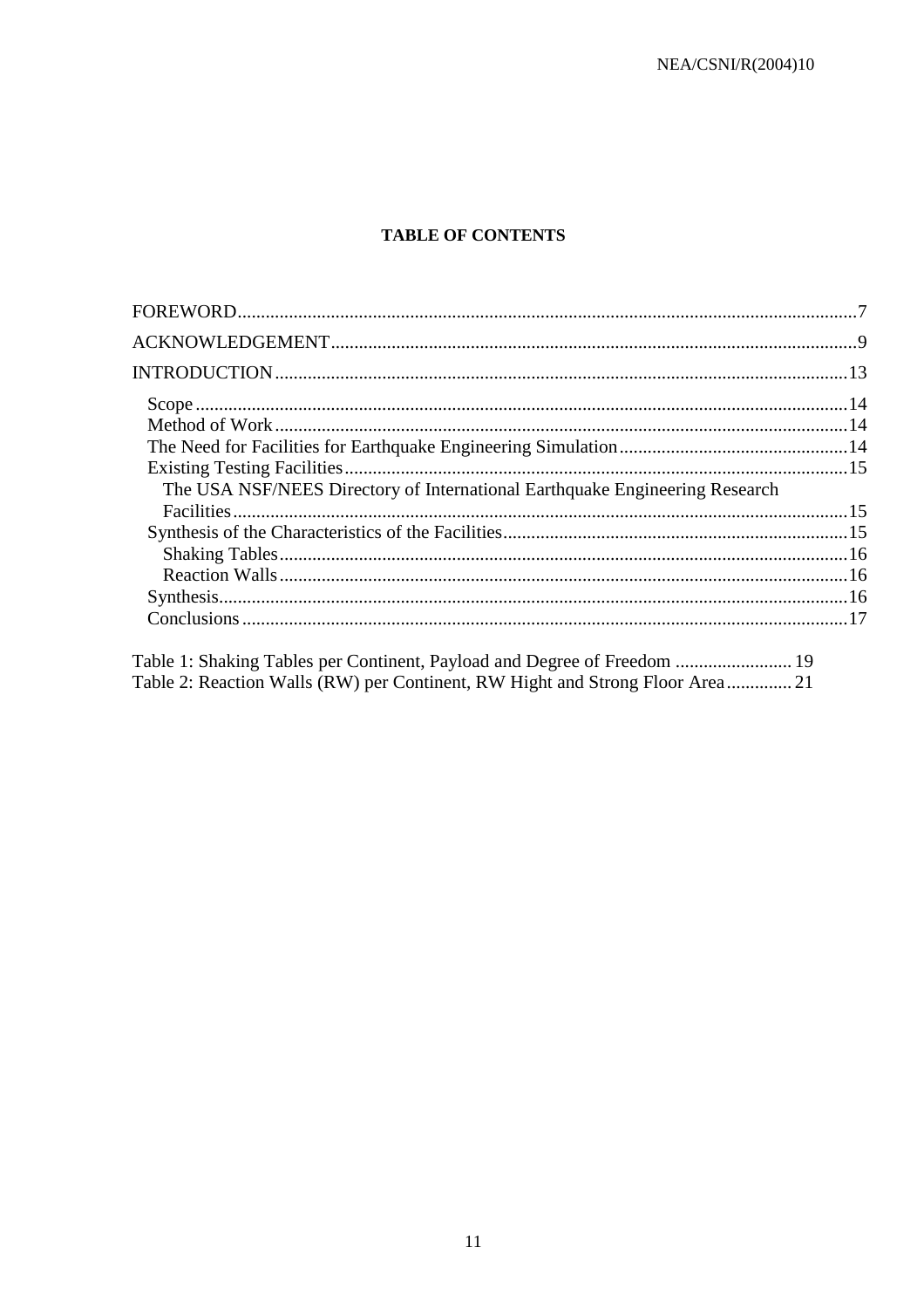**TABLE OF CONTENTS**

FOREWORD....7

ACKNOWLEDGEMENT....9

INTRODUCTION....13

- Scope....14
- Method of Work....14
- The Need for Facilities for Earthquake Engineering Simulation....14
- Existing Testing Facilities....15
  - The USA NSF/NEES Directory of International Earthquake Engineering Research Facilities....15
- Synthesis of the Characteristics of the Facilities....15
  - Shaking Tables....16
  - Reaction Walls....16
- Synthesis....16
- Conclusions....17

Table 1: Shaking Tables per Continent, Payload and Degree of Freedom....19
Table 2: Reaction Walls (RW) per Continent, RW Hight and Strong Floor Area....21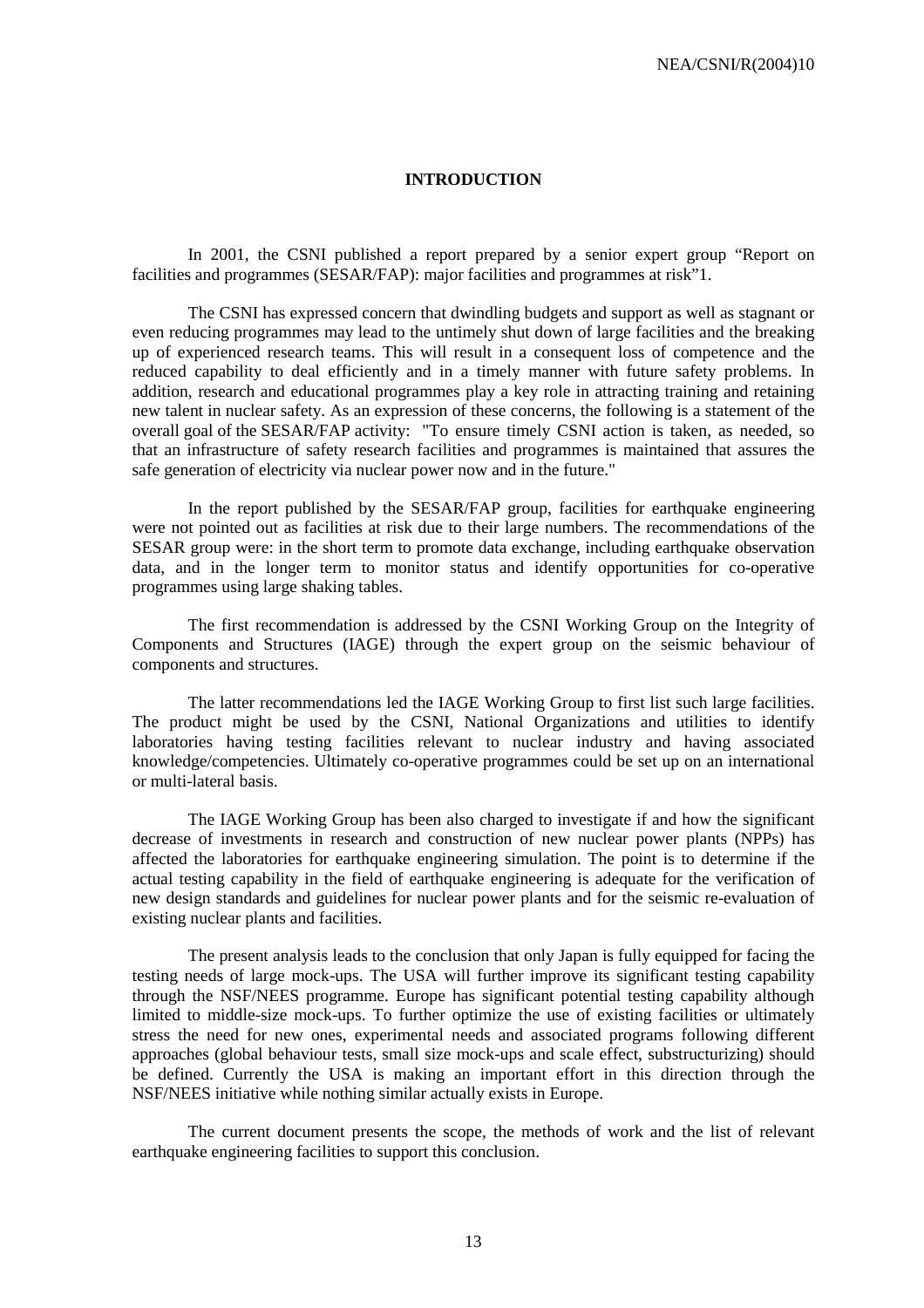# INTRODUCTION

In 2001, the CSNI published a report prepared by a senior expert group "Report on facilities and programmes (SESAR/FAP): major facilities and programmes at risk"1.

The CSNI has expressed concern that dwindling budgets and support as well as stagnant or even reducing programmes may lead to the untimely shut down of large facilities and the breaking up of experienced research teams. This will result in a consequent loss of competence and the reduced capability to deal efficiently and in a timely manner with future safety problems. In addition, research and educational programmes play a key role in attracting training and retaining new talent in nuclear safety. As an expression of these concerns, the following is a statement of the overall goal of the SESAR/FAP activity: "To ensure timely CSNI action is taken, as needed, so that an infrastructure of safety research facilities and programmes is maintained that assures the safe generation of electricity via nuclear power now and in the future."

In the report published by the SESAR/FAP group, facilities for earthquake engineering were not pointed out as facilities at risk due to their large numbers. The recommendations of the SESAR group were: in the short term to promote data exchange, including earthquake observation data, and in the longer term to monitor status and identify opportunities for co-operative programmes using large shaking tables.

The first recommendation is addressed by the CSNI Working Group on the Integrity of Components and Structures (IAGE) through the expert group on the seismic behaviour of components and structures.

The latter recommendations led the IAGE Working Group to first list such large facilities. The product might be used by the CSNI, National Organizations and utilities to identify laboratories having testing facilities relevant to nuclear industry and having associated knowledge/competencies. Ultimately co-operative programmes could be set up on an international or multi-lateral basis.

The IAGE Working Group has been also charged to investigate if and how the significant decrease of investments in research and construction of new nuclear power plants (NPPs) has affected the laboratories for earthquake engineering simulation. The point is to determine if the actual testing capability in the field of earthquake engineering is adequate for the verification of new design standards and guidelines for nuclear power plants and for the seismic re-evaluation of existing nuclear plants and facilities.

The present analysis leads to the conclusion that only Japan is fully equipped for facing the testing needs of large mock-ups. The USA will further improve its significant testing capability through the NSF/NEES programme. Europe has significant potential testing capability although limited to middle-size mock-ups. To further optimize the use of existing facilities or ultimately stress the need for new ones, experimental needs and associated programs following different approaches (global behaviour tests, small size mock-ups and scale effect, substructurizing) should be defined. Currently the USA is making an important effort in this direction through the NSF/NEES initiative while nothing similar actually exists in Europe.

The current document presents the scope, the methods of work and the list of relevant earthquake engineering facilities to support this conclusion.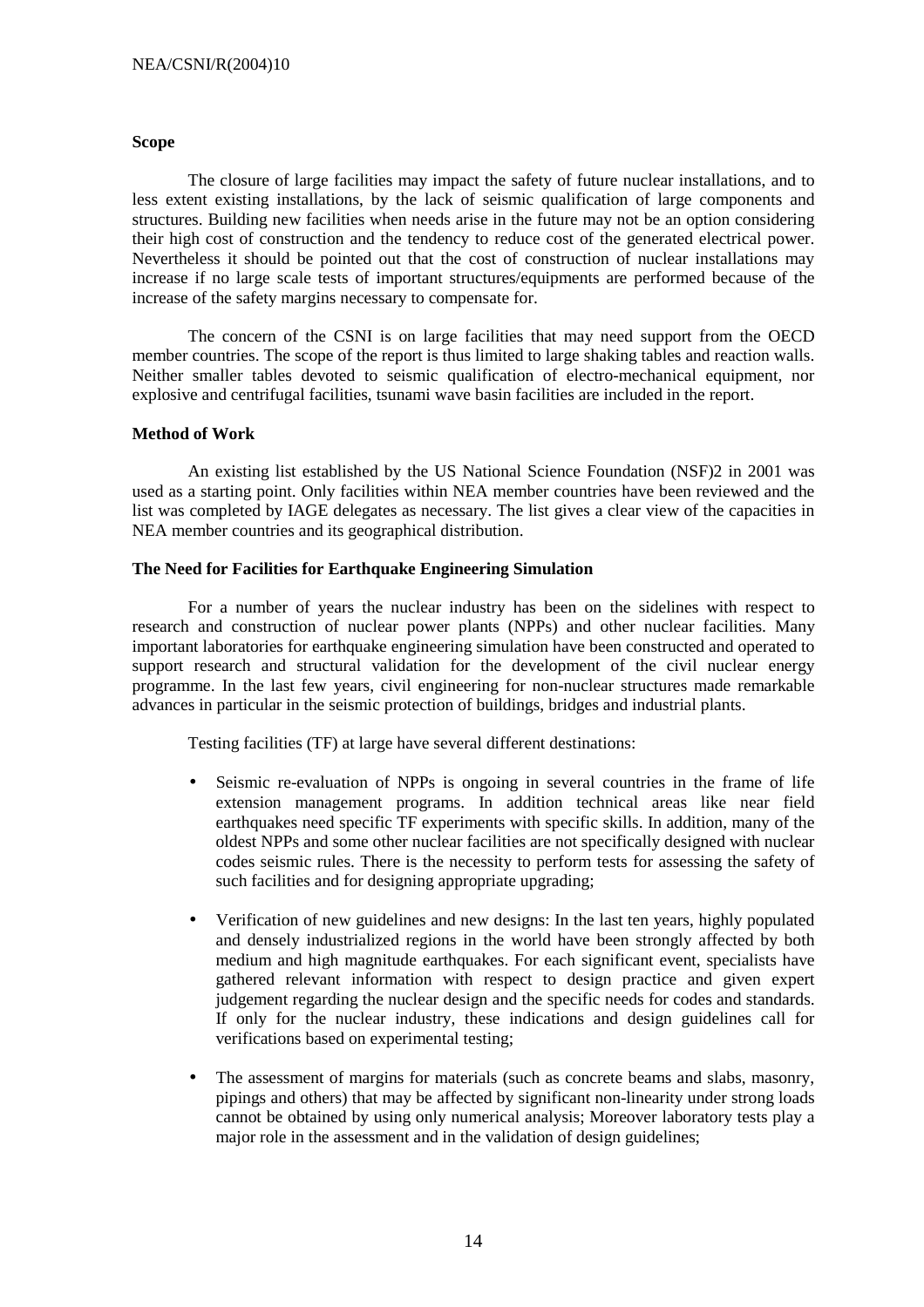**Scope**

The closure of large facilities may impact the safety of future nuclear installations, and to less extent existing installations, by the lack of seismic qualification of large components and structures. Building new facilities when needs arise in the future may not be an option considering their high cost of construction and the tendency to reduce cost of the generated electrical power. Nevertheless it should be pointed out that the cost of construction of nuclear installations may increase if no large scale tests of important structures/equipments are performed because of the increase of the safety margins necessary to compensate for.

The concern of the CSNI is on large facilities that may need support from the OECD member countries. The scope of the report is thus limited to large shaking tables and reaction walls. Neither smaller tables devoted to seismic qualification of electro-mechanical equipment, nor explosive and centrifugal facilities, tsunami wave basin facilities are included in the report.

**Method of Work**

An existing list established by the US National Science Foundation (NSF)2 in 2001 was used as a starting point. Only facilities within NEA member countries have been reviewed and the list was completed by IAGE delegates as necessary. The list gives a clear view of the capacities in NEA member countries and its geographical distribution.

**The Need for Facilities for Earthquake Engineering Simulation**

For a number of years the nuclear industry has been on the sidelines with respect to research and construction of nuclear power plants (NPPs) and other nuclear facilities. Many important laboratories for earthquake engineering simulation have been constructed and operated to support research and structural validation for the development of the civil nuclear energy programme. In the last few years, civil engineering for non-nuclear structures made remarkable advances in particular in the seismic protection of buildings, bridges and industrial plants.

Testing facilities (TF) at large have several different destinations:

- Seismic re-evaluation of NPPs is ongoing in several countries in the frame of life extension management programs. In addition technical areas like near field earthquakes need specific TF experiments with specific skills. In addition, many of the oldest NPPs and some other nuclear facilities are not specifically designed with nuclear codes seismic rules. There is the necessity to perform tests for assessing the safety of such facilities and for designing appropriate upgrading;
- Verification of new guidelines and new designs: In the last ten years, highly populated and densely industrialized regions in the world have been strongly affected by both medium and high magnitude earthquakes. For each significant event, specialists have gathered relevant information with respect to design practice and given expert judgement regarding the nuclear design and the specific needs for codes and standards. If only for the nuclear industry, these indications and design guidelines call for verifications based on experimental testing;
- The assessment of margins for materials (such as concrete beams and slabs, masonry, pipings and others) that may be affected by significant non-linearity under strong loads cannot be obtained by using only numerical analysis; Moreover laboratory tests play a major role in the assessment and in the validation of design guidelines;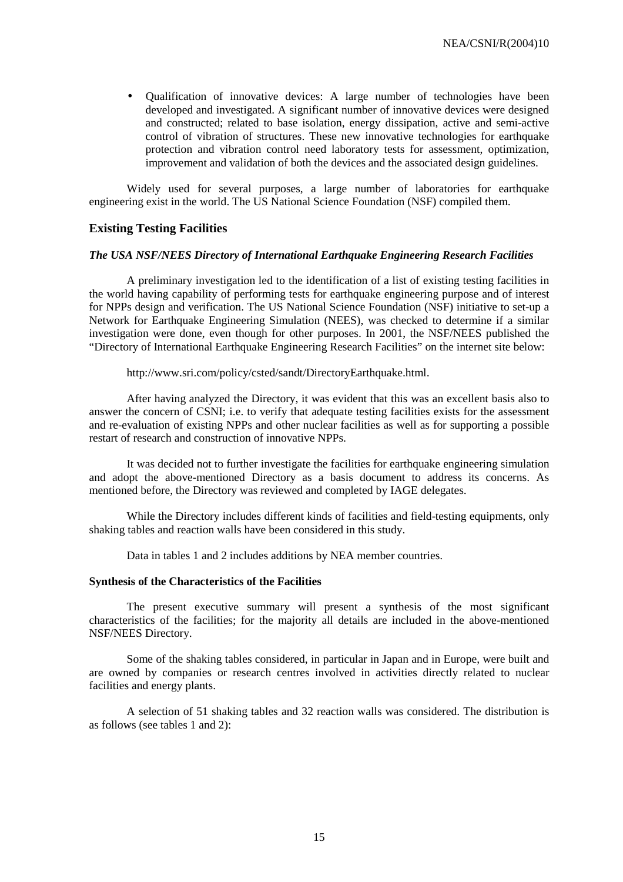- Qualification of innovative devices: A large number of technologies have been developed and investigated. A significant number of innovative devices were designed and constructed; related to base isolation, energy dissipation, active and semi-active control of vibration of structures. These new innovative technologies for earthquake protection and vibration control need laboratory tests for assessment, optimization, improvement and validation of both the devices and the associated design guidelines.

Widely used for several purposes, a large number of laboratories for earthquake engineering exist in the world. The US National Science Foundation (NSF) compiled them.

## Existing Testing Facilities

### *The USA NSF/NEES Directory of International Earthquake Engineering Research Facilities*

A preliminary investigation led to the identification of a list of existing testing facilities in the world having capability of performing tests for earthquake engineering purpose and of interest for NPPs design and verification. The US National Science Foundation (NSF) initiative to set-up a Network for Earthquake Engineering Simulation (NEES), was checked to determine if a similar investigation were done, even though for other purposes. In 2001, the NSF/NEES published the "Directory of International Earthquake Engineering Research Facilities" on the internet site below:

http://www.sri.com/policy/csted/sandt/DirectoryEarthquake.html.

After having analyzed the Directory, it was evident that this was an excellent basis also to answer the concern of CSNI; i.e. to verify that adequate testing facilities exists for the assessment and re-evaluation of existing NPPs and other nuclear facilities as well as for supporting a possible restart of research and construction of innovative NPPs.

It was decided not to further investigate the facilities for earthquake engineering simulation and adopt the above-mentioned Directory as a basis document to address its concerns. As mentioned before, the Directory was reviewed and completed by IAGE delegates.

While the Directory includes different kinds of facilities and field-testing equipments, only shaking tables and reaction walls have been considered in this study.

Data in tables 1 and 2 includes additions by NEA member countries.

#### Synthesis of the Characteristics of the Facilities

The present executive summary will present a synthesis of the most significant characteristics of the facilities; for the majority all details are included in the above-mentioned NSF/NEES Directory.

Some of the shaking tables considered, in particular in Japan and in Europe, were built and are owned by companies or research centres involved in activities directly related to nuclear facilities and energy plants.

A selection of 51 shaking tables and 32 reaction walls was considered. The distribution is as follows (see tables 1 and 2):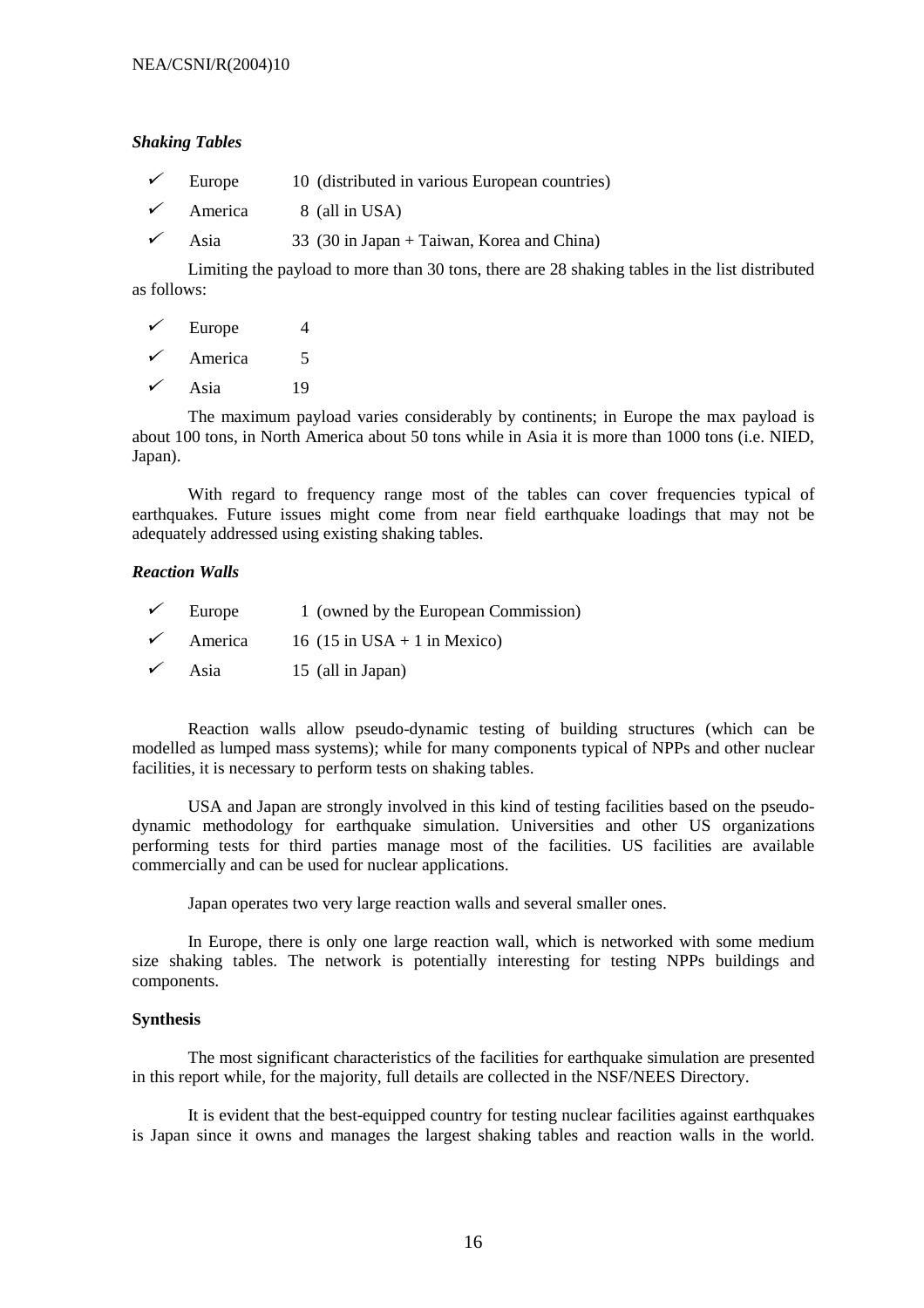### *Shaking Tables*

- ✓ Europe 10 (distributed in various European countries)
- ✓ America 8 (all in USA)
- ✓ Asia 33 (30 in Japan + Taiwan, Korea and China)

Limiting the payload to more than 30 tons, there are 28 shaking tables in the list distributed as follows:

- ✓ Europe 4
- ✓ America 5
- ✓ Asia 19

The maximum payload varies considerably by continents; in Europe the max payload is about 100 tons, in North America about 50 tons while in Asia it is more than 1000 tons (i.e. NIED, Japan).

With regard to frequency range most of the tables can cover frequencies typical of earthquakes. Future issues might come from near field earthquake loadings that may not be adequately addressed using existing shaking tables.

### *Reaction Walls*

- ✓ Europe 1 (owned by the European Commission)
- ✓ America 16 (15 in USA + 1 in Mexico)
- ✓ Asia 15 (all in Japan)

Reaction walls allow pseudo-dynamic testing of building structures (which can be modelled as lumped mass systems); while for many components typical of NPPs and other nuclear facilities, it is necessary to perform tests on shaking tables.

USA and Japan are strongly involved in this kind of testing facilities based on the pseudo-dynamic methodology for earthquake simulation. Universities and other US organizations performing tests for third parties manage most of the facilities. US facilities are available commercially and can be used for nuclear applications.

Japan operates two very large reaction walls and several smaller ones.

In Europe, there is only one large reaction wall, which is networked with some medium size shaking tables. The network is potentially interesting for testing NPPs buildings and components.

### **Synthesis**

The most significant characteristics of the facilities for earthquake simulation are presented in this report while, for the majority, full details are collected in the NSF/NEES Directory.

It is evident that the best-equipped country for testing nuclear facilities against earthquakes is Japan since it owns and manages the largest shaking tables and reaction walls in the world.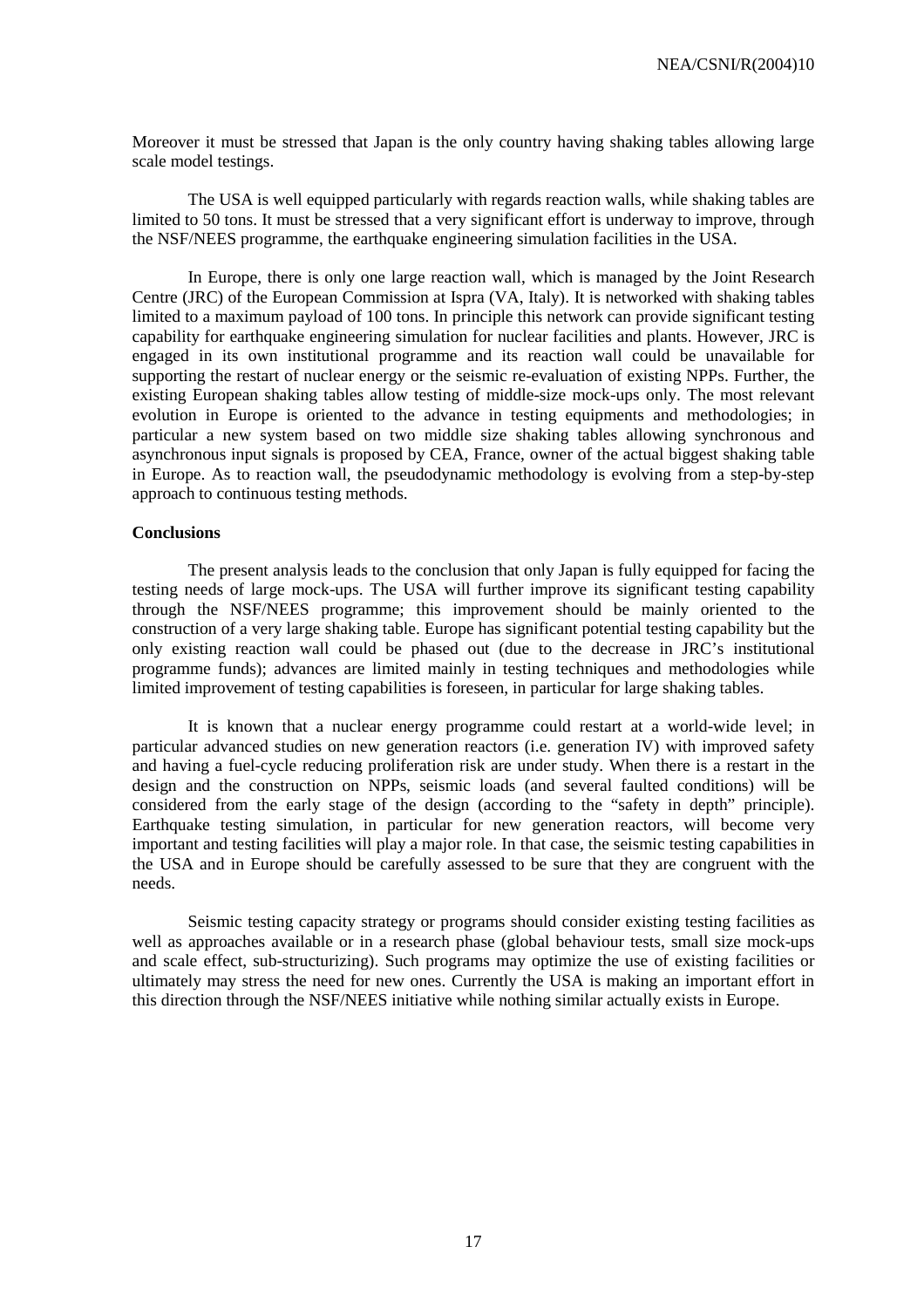Moreover it must be stressed that Japan is the only country having shaking tables allowing large scale model testings.

The USA is well equipped particularly with regards reaction walls, while shaking tables are limited to 50 tons. It must be stressed that a very significant effort is underway to improve, through the NSF/NEES programme, the earthquake engineering simulation facilities in the USA.

In Europe, there is only one large reaction wall, which is managed by the Joint Research Centre (JRC) of the European Commission at Ispra (VA, Italy). It is networked with shaking tables limited to a maximum payload of 100 tons. In principle this network can provide significant testing capability for earthquake engineering simulation for nuclear facilities and plants. However, JRC is engaged in its own institutional programme and its reaction wall could be unavailable for supporting the restart of nuclear energy or the seismic re-evaluation of existing NPPs. Further, the existing European shaking tables allow testing of middle-size mock-ups only. The most relevant evolution in Europe is oriented to the advance in testing equipments and methodologies; in particular a new system based on two middle size shaking tables allowing synchronous and asynchronous input signals is proposed by CEA, France, owner of the actual biggest shaking table in Europe. As to reaction wall, the pseudodynamic methodology is evolving from a step-by-step approach to continuous testing methods.

**Conclusions**

The present analysis leads to the conclusion that only Japan is fully equipped for facing the testing needs of large mock-ups. The USA will further improve its significant testing capability through the NSF/NEES programme; this improvement should be mainly oriented to the construction of a very large shaking table. Europe has significant potential testing capability but the only existing reaction wall could be phased out (due to the decrease in JRC's institutional programme funds); advances are limited mainly in testing techniques and methodologies while limited improvement of testing capabilities is foreseen, in particular for large shaking tables.

It is known that a nuclear energy programme could restart at a world-wide level; in particular advanced studies on new generation reactors (i.e. generation IV) with improved safety and having a fuel-cycle reducing proliferation risk are under study. When there is a restart in the design and the construction on NPPs, seismic loads (and several faulted conditions) will be considered from the early stage of the design (according to the "safety in depth" principle). Earthquake testing simulation, in particular for new generation reactors, will become very important and testing facilities will play a major role. In that case, the seismic testing capabilities in the USA and in Europe should be carefully assessed to be sure that they are congruent with the needs.

Seismic testing capacity strategy or programs should consider existing testing facilities as well as approaches available or in a research phase (global behaviour tests, small size mock-ups and scale effect, sub-structurizing). Such programs may optimize the use of existing facilities or ultimately may stress the need for new ones. Currently the USA is making an important effort in this direction through the NSF/NEES initiative while nothing similar actually exists in Europe.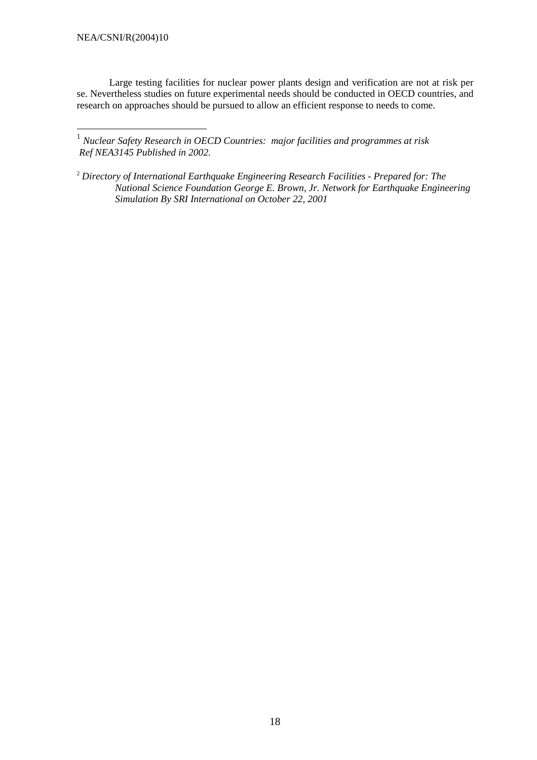Large testing facilities for nuclear power plants design and verification are not at risk per se. Nevertheless studies on future experimental needs should be conducted in OECD countries, and research on approaches should be pursued to allow an efficient response to needs to come.

---

[1] *Nuclear Safety Research in OECD Countries: major facilities and programmes at risk Ref NEA3145 Published in 2002.*

[2] *Directory of International Earthquake Engineering Research Facilities - Prepared for: The National Science Foundation George E. Brown, Jr. Network for Earthquake Engineering Simulation By SRI International on October 22, 2001*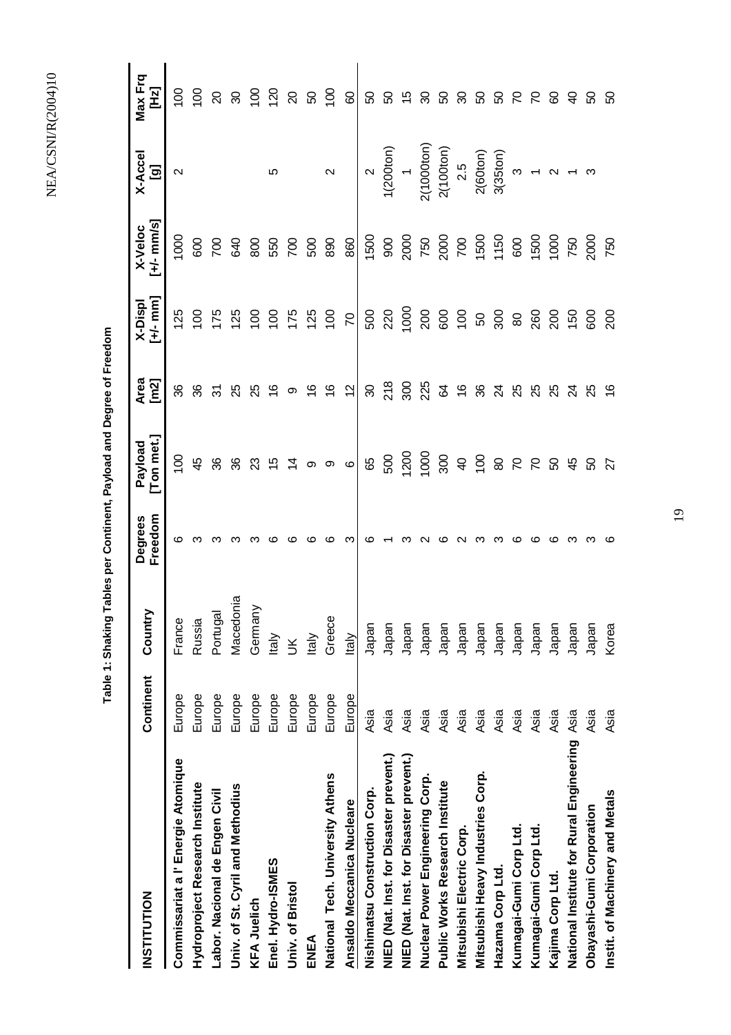**Table 1: Shaking Tables per Continent, Payload and Degree of Freedom**

| INSTITUTION | Continent | Country | Degrees Freedom | Payload [Ton met.] | Area [m2] | X-Displ [+/- mm] | X-Veloc [+/- mm/s] | X-Accel [g] | Max Frq [Hz] |
|---|---|---|---|---|---|---|---|---|---|
| Commissariat a l' Energie Atomique | Europe | France | 6 | 100 | 36 | 125 | 1000 | 2 | 100 |
| Hydroproject Research Institute | Europe | Russia | 3 | 45 | 36 | 100 | 600 | | 100 |
| Labor. Nacional de Engen Civil | Europe | Portugal | 3 | 36 | 31 | 175 | 700 | | 20 |
| Univ. of St. Cyril and Methodius | Europe | Macedonia | 3 | 36 | 25 | 125 | 640 | | 30 |
| KFA Juelich | Europe | Germany | 3 | 23 | 25 | 100 | 800 | | 100 |
| Enel. Hydro-ISMES | Europe | Italy | 6 | 15 | 16 | 100 | 550 | 5 | 120 |
| Univ. of Bristol | Europe | UK | 6 | 14 | 9 | 175 | 700 | | 20 |
| ENEA | Europe | Italy | 6 | 9 | 16 | 125 | 500 | | 50 |
| National Tech. University Athens | Europe | Greece | 6 | 9 | 16 | 100 | 890 | 2 | 100 |
| Ansaldo Meccanica Nucleare | Europe | Italy | 3 | 6 | 12 | 70 | 860 | | 60 |
| Nishimatsu Construction Corp. | Asia | Japan | 6 | 65 | 30 | 500 | 1500 | 2 | 50 |
| NIED (Nat. Inst. for Disaster prevent.) | Asia | Japan | 1 | 500 | 218 | 220 | 900 | 1(200ton) | 50 |
| NIED (Nat. Inst. for Disaster prevent.) | Asia | Japan | 3 | 1200 | 300 | 1000 | 2000 | 1 | 15 |
| Nuclear Power Engineering Corp. | Asia | Japan | 2 | 1000 | 225 | 200 | 750 | 2(1000ton) | 30 |
| Public Works Research Institute | Asia | Japan | 6 | 300 | 64 | 600 | 2000 | 2(100ton) | 50 |
| Mitsubishi Electric Corp. | Asia | Japan | 2 | 40 | 16 | 100 | 700 | 2.5 | 30 |
| Mitsubishi Heavy Industries Corp. | Asia | Japan | 3 | 100 | 36 | 50 | 1500 | 2(60ton) | 50 |
| Hazama Corp Ltd. | Asia | Japan | 3 | 80 | 24 | 300 | 1150 | 3(35ton) | 50 |
| Kumagai-Gumi Corp Ltd. | Asia | Japan | 6 | 70 | 25 | 80 | 600 | 3 | 70 |
| Kumagai-Gumi Corp Ltd. | Asia | Japan | 6 | 70 | 25 | 260 | 1500 | 1 | 70 |
| Kajima Corp Ltd. | Asia | Japan | 6 | 50 | 25 | 200 | 1000 | 2 | 60 |
| National Institute for Rural Engineering | Asia | Japan | 3 | 45 | 24 | 150 | 750 | 1 | 40 |
| Obayashi-Gumi Corporation | Asia | Japan | 3 | 50 | 25 | 600 | 2000 | 3 | 50 |
| Instit. of Machinery and Metals | Asia | Korea | 6 | 27 | 16 | 200 | 750 | | 50 |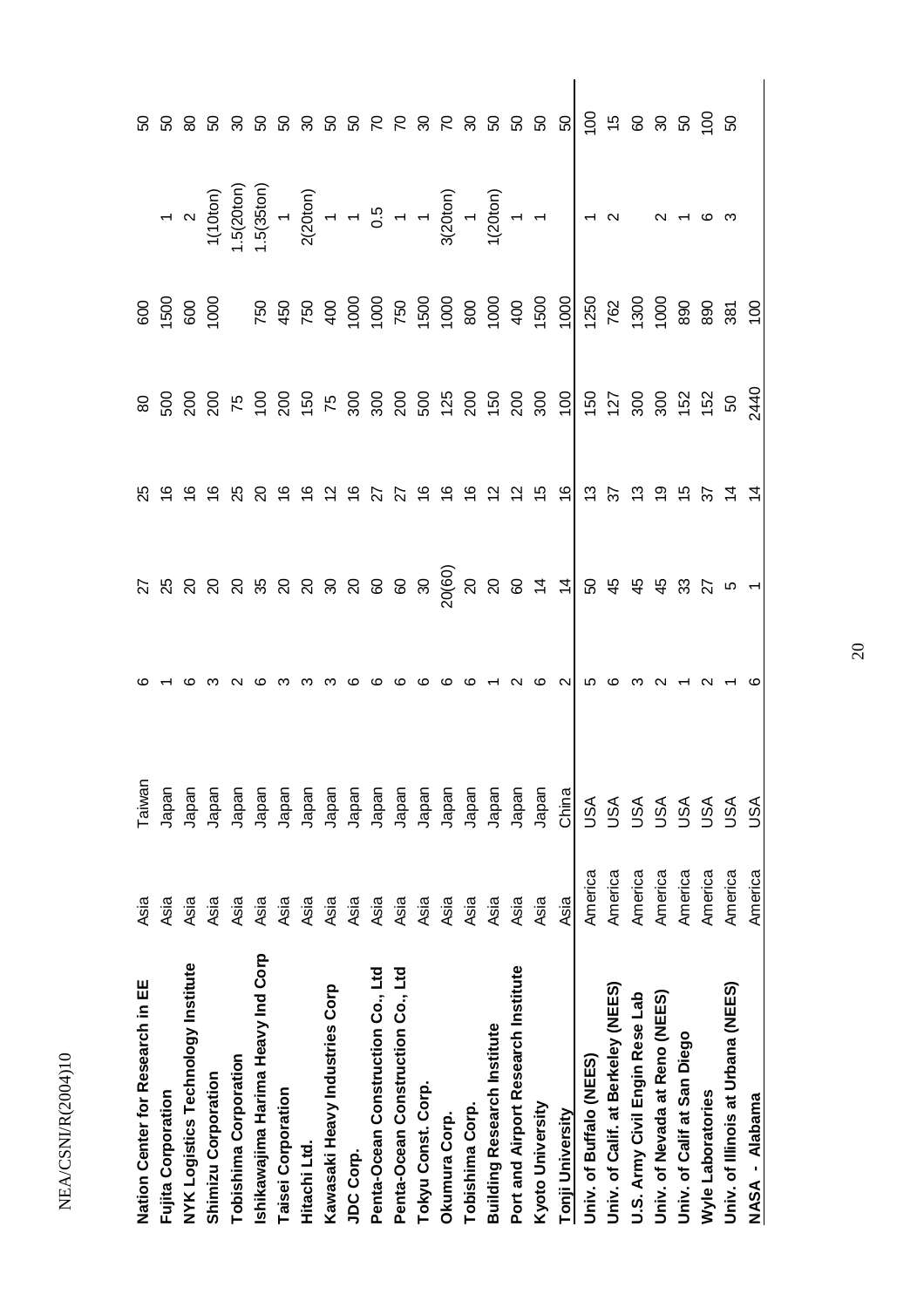| | | | | | | | | | |
|---|---|---|---|---|---|---|---|---|---|
| Nation Center for Research in EE | Asia | Taiwan | 6 | 27 | 25 | 80 | 600 | | 50 |
| Fujita Corporation | Asia | Japan | 1 | 25 | 16 | 500 | 1500 | 1 | 50 |
| NYK Logistics Technology Institute | Asia | Japan | 6 | 20 | 16 | 200 | 600 | 2 | 80 |
| Shimizu Corporation | Asia | Japan | 3 | 20 | 16 | 200 | 1000 | 1(10ton) | 50 |
| Tobishima Corporation | Asia | Japan | 2 | 20 | 25 | 75 | | 1.5(20ton) | 30 |
| Ishikawajima Harima Heavy Ind Corp | Asia | Japan | 6 | 35 | 20 | 100 | 750 | 1.5(35ton) | 50 |
| Taisei Corporation | Asia | Japan | 3 | 20 | 16 | 200 | 450 | 1 | 50 |
| Hitachi Ltd. | Asia | Japan | 3 | 20 | 16 | 150 | 750 | 2(20ton) | 30 |
| Kawasaki Heavy Industries Corp | Asia | Japan | 3 | 30 | 12 | 75 | 400 | 1 | 50 |
| JDC Corp. | Asia | Japan | 6 | 20 | 16 | 300 | 1000 | 1 | 50 |
| Penta-Ocean Construction Co., Ltd | Asia | Japan | 6 | 60 | 27 | 300 | 1000 | 0.5 | 70 |
| Penta-Ocean Construction Co., Ltd | Asia | Japan | 6 | 60 | 27 | 200 | 750 | 1 | 70 |
| Tokyu Const. Corp. | Asia | Japan | 6 | 30 | 16 | 500 | 1500 | 1 | 30 |
| Okumura Corp. | Asia | Japan | 6 | 20(60) | 16 | 125 | 1000 | 3(20ton) | 70 |
| Tobishima Corp. | Asia | Japan | 6 | 20 | 16 | 200 | 800 | 1 | 30 |
| Building Research Institute | Asia | Japan | 1 | 20 | 12 | 150 | 1000 | 1(20ton) | 50 |
| Port and Airport Research Institute | Asia | Japan | 2 | 60 | 12 | 200 | 400 | 1 | 50 |
| Kyoto University | Asia | Japan | 6 | 14 | 15 | 300 | 1500 | 1 | 50 |
| Tonji University | Asia | China | 2 | 14 | 16 | 100 | 1000 | | 50 |
| Univ. of Buffalo (NEES) | America | USA | 5 | 50 | 13 | 150 | 1250 | 1 | 100 |
| Univ. of Calif. at Berkeley (NEES) | America | USA | 6 | 45 | 37 | 127 | 762 | 2 | 15 |
| U.S. Army Civil Engin Rese Lab | America | USA | 3 | 45 | 13 | 300 | 1300 | | 60 |
| Univ. of Nevada at Reno (NEES) | America | USA | 2 | 45 | 19 | 300 | 1000 | 2 | 30 |
| Univ. of Calif at San Diego | America | USA | 1 | 33 | 15 | 152 | 890 | 1 | 50 |
| Wyle Laboratories | America | USA | 2 | 27 | 37 | 152 | 890 | 6 | 100 |
| Univ. of Illinois at Urbana (NEES) | America | USA | 1 | 5 | 14 | 50 | 381 | 3 | 50 |
| NASA - Alabama | America | USA | 6 | 1 | 14 | 2440 | 100 | | |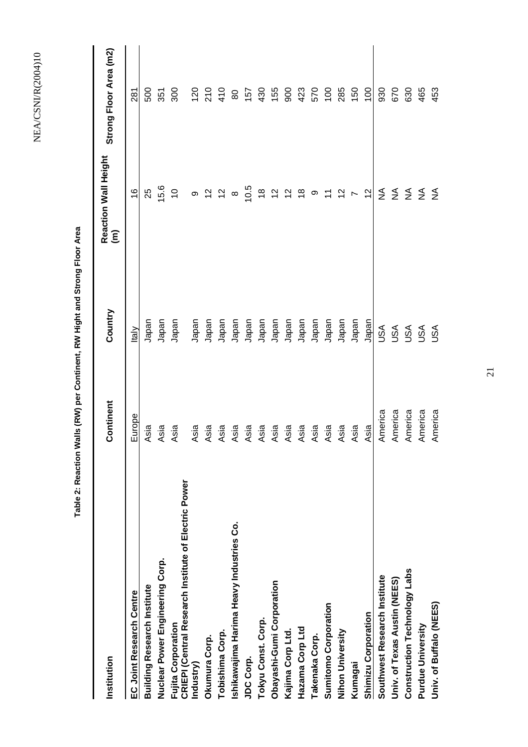**Table 2: Reaction Walls (RW) per Continent, RW Hight and Strong Floor Area**

| Institution | Continent | Country | Reaction Wall Height (m) | Strong Floor Area (m2) |
|---|---|---|---|---|
| EC Joint Research Centre | Europe | Italy | 16 | 281 |
| Building Research Institute | Asia | Japan | 25 | 500 |
| Nuclear Power Engineering Corp. | Asia | Japan | 15.6 | 351 |
| Fujita Corporation | Asia | Japan | 10 | 300 |
| CRIEPI (Central Research Institute of Electric Power Industry) | Asia | Japan | 9 | 120 |
| Okumura Corp. | Asia | Japan | 12 | 210 |
| Tobishima Corp. | Asia | Japan | 12 | 410 |
| Ishikawajima Harima Heavy Industries Co. | Asia | Japan | 8 | 80 |
| JDC Corp. | Asia | Japan | 10.5 | 157 |
| Tokyu Const. Corp. | Asia | Japan | 18 | 430 |
| Obayashi-Gumi Corporation | Asia | Japan | 12 | 155 |
| Kajima Corp Ltd. | Asia | Japan | 12 | 900 |
| Hazama Corp Ltd | Asia | Japan | 18 | 423 |
| Takenaka Corp. | Asia | Japan | 9 | 570 |
| Sumitomo Corporation | Asia | Japan | 11 | 100 |
| Nihon University | Asia | Japan | 12 | 285 |
| Kumagai | Asia | Japan | 7 | 150 |
| Shimizu Corporation | Asia | Japan | 12 | 100 |
| Southwest Research Institute | America | USA | NA | 930 |
| Univ. of Texas Austin (NEES) | America | USA | NA | 670 |
| Construction Technology Labs | America | USA | NA | 630 |
| Purdue University | America | USA | NA | 465 |
| Univ. of Buffalo (NEES) | America | USA | NA | 453 |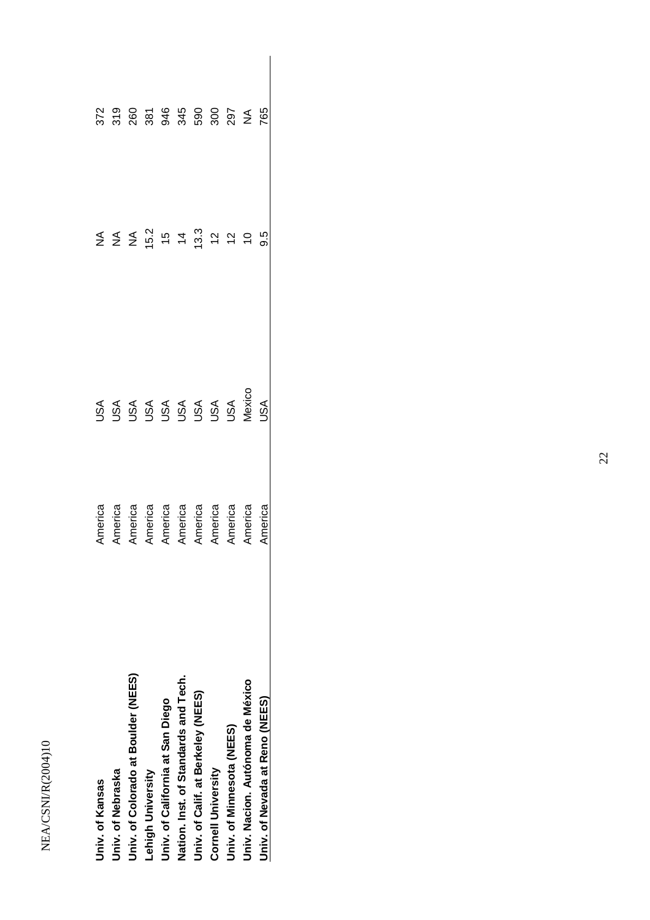| | | | | |
|---|---|---|---|---|
| **Univ. of Kansas** | America | USA | NA | 372 |
| **Univ. of Nebraska** | America | USA | NA | 319 |
| **Univ. of Colorado at Boulder (NEES)** | America | USA | NA | 260 |
| **Lehigh University** | America | USA | 15.2 | 381 |
| **Univ. of California at San Diego** | America | USA | 15 | 946 |
| **Nation. Inst. of Standards and Tech.** | America | USA | 14 | 345 |
| **Univ. of Calif. at Berkeley (NEES)** | America | USA | 13.3 | 590 |
| **Cornell University** | America | USA | 12 | 300 |
| **Univ. of Minnesota (NEES)** | America | USA | 12 | 297 |
| **Univ. Nacion. Autónoma de México** | America | Mexico | 10 | NA |
| **Univ. of Nevada at Reno (NEES)** | America | USA | 9.5 | 765 |